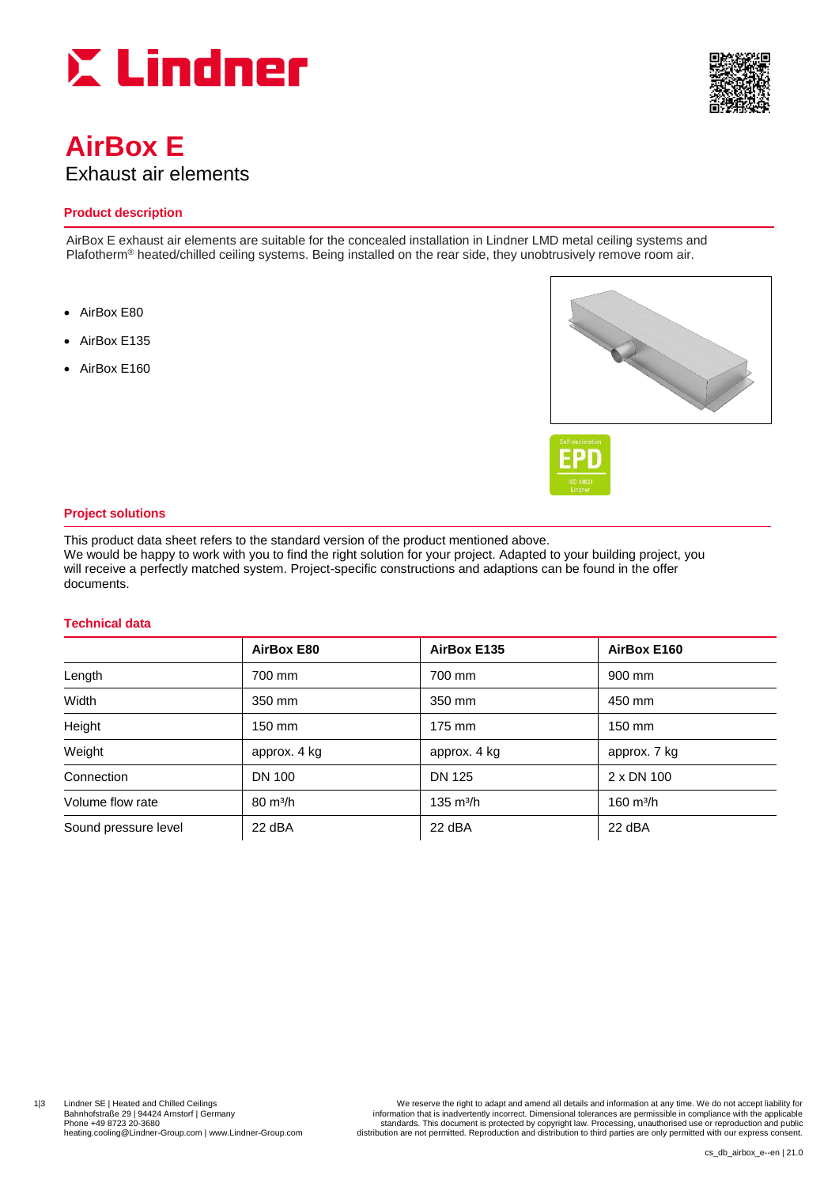# AirBox E

Exhaust air elements

## Product description

AirBox E exhaust air elements are suitable for the concealed installation in Lindner LMD metal ceiling systems and Plafotherm® heated/chilled ceiling systems. Being installed on the rear side, they unobtrusively remove room air.

- AirBox E80
- AirBox E135
- AirBox E160

Self-declaration EPD ISO 14021 Lindner

## Project solutions

This product data sheet refers to the standard version of the product mentioned above.
We would be happy to work with you to find the right solution for your project. Adapted to your building project, you will receive a perfectly matched system. Project-specific constructions and adaptions can be found in the offer documents.

## Technical data

| | AirBox E80 | AirBox E135 | AirBox E160 |
|---|---|---|---|
| Length | 700 mm | 700 mm | 900 mm |
| Width | 350 mm | 350 mm | 450 mm |
| Height | 150 mm | 175 mm | 150 mm |
| Weight | approx. 4 kg | approx. 4 kg | approx. 7 kg |
| Connection | DN 100 | DN 125 | 2 x DN 100 |
| Volume flow rate | 80 m³/h | 135 m³/h | 160 m³/h |
| Sound pressure level | 22 dBA | 22 dBA | 22 dBA |

Lindner SE | Heated and Chilled Ceilings
Bahnhofstraße 29 | 94424 Arnstorf | Germany
Phone +49 8723 20-3680
heating.cooling@Lindner-Group.com | www.Lindner-Group.com

We reserve the right to adapt and amend all details and information at any time. We do not accept liability for information that is inadvertently incorrect. Dimensional tolerances are permissible in compliance with the applicable standards. This document is protected by copyright law. Processing, unauthorised use or reproduction and public distribution are not permitted. Reproduction and distribution to third parties are only permitted with our express consent.

cs_db_airbox_e--en | 21.0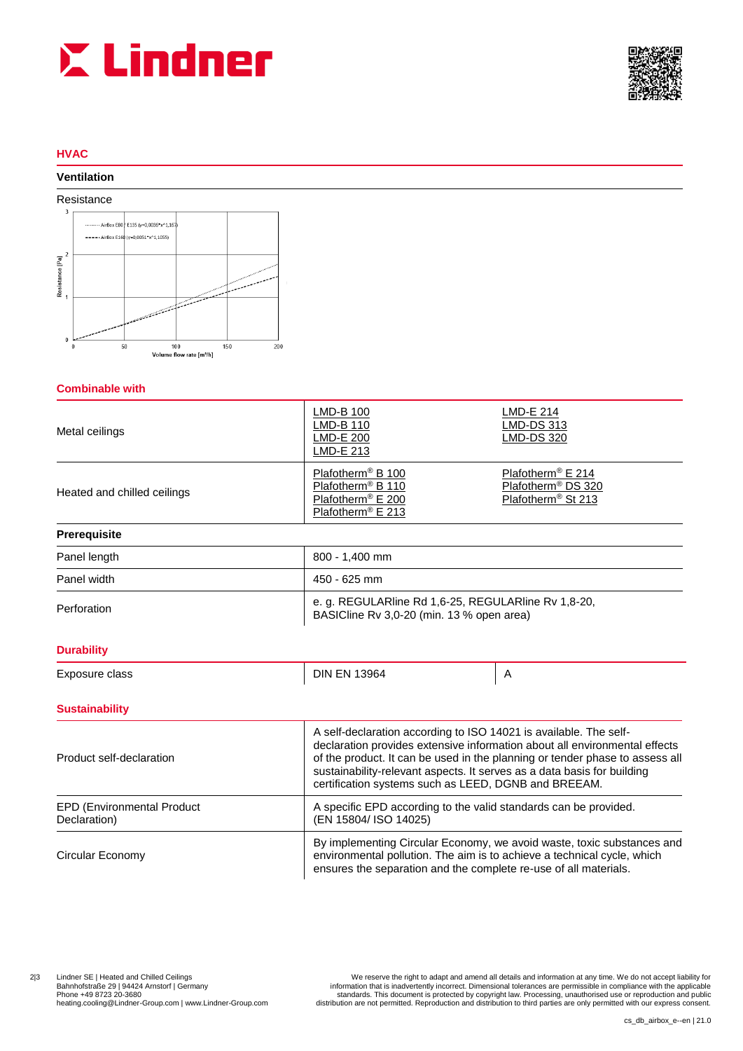## HVAC

### Ventilation

Resistance

AirBox E80 / E135 (y=0,0036*x^1,167)
AirBox E160 (y=0,0051*x^1,1055)
Resistance [Pa]
3
2
1
0
0
50
100
150
200
Volume flow rate [m³/h]

### Combinable with

| | | |
|---|---|---|
| Metal ceilings | LMD-B 100<br>LMD-B 110<br>LMD-E 200<br>LMD-E 213 | LMD-E 214<br>LMD-DS 313<br>LMD-DS 320 |
| Heated and chilled ceilings | Plafotherm® B 100<br>Plafotherm® B 110<br>Plafotherm® E 200<br>Plafotherm® E 213 | Plafotherm® E 214<br>Plafotherm® DS 320<br>Plafotherm® St 213 |

**Prerequisite**

| | |
|---|---|
| Panel length | 800 - 1,400 mm |
| Panel width | 450 - 625 mm |
| Perforation | e. g. REGULARline Rd 1,6-25, REGULARline Rv 1,8-20, BASICline Rv 3,0-20 (min. 13 % open area) |

### Durability

| | | |
|---|---|---|
| Exposure class | DIN EN 13964 | A |

### Sustainability

| | |
|---|---|
| Product self-declaration | A self-declaration according to ISO 14021 is available. The self-declaration provides extensive information about all environmental effects of the product. It can be used in the planning or tender phase to assess all sustainability-relevant aspects. It serves as a data basis for building certification systems such as LEED, DGNB and BREEAM. |
| EPD (Environmental Product Declaration) | A specific EPD according to the valid standards can be provided. (EN 15804/ ISO 14025) |
| Circular Economy | By implementing Circular Economy, we avoid waste, toxic substances and environmental pollution. The aim is to achieve a technical cycle, which ensures the separation and the complete re-use of all materials. |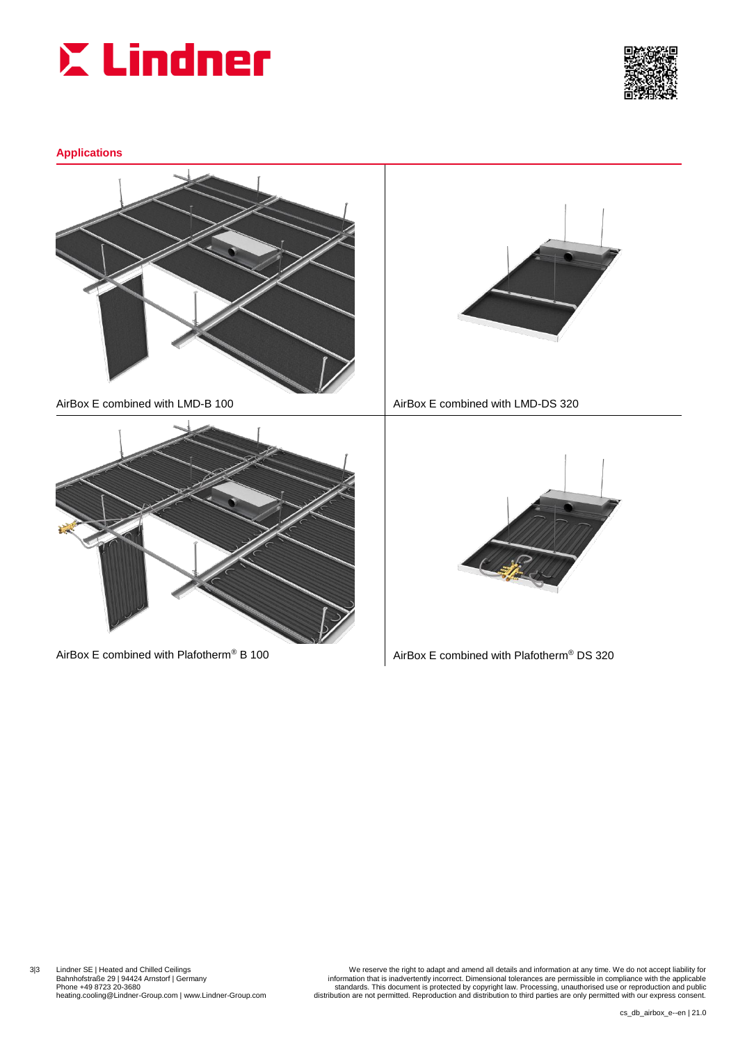## Applications

AirBox E combined with LMD-B 100

AirBox E combined with LMD-DS 320

AirBox E combined with Plafotherm® B 100

AirBox E combined with Plafotherm® DS 320

Lindner SE | Heated and Chilled Ceilings
Bahnhofstraße 29 | 94424 Arnstorf | Germany
Phone +49 8723 20-3680
heating.cooling@Lindner-Group.com | www.Lindner-Group.com

We reserve the right to adapt and amend all details and information at any time. We do not accept liability for information that is inadvertently incorrect. Dimensional tolerances are permissible in compliance with the applicable standards. This document is protected by copyright law. Processing, unauthorised use or reproduction and public distribution are not permitted. Reproduction and distribution to third parties are only permitted with our express consent.

cs_db_airbox_e--en | 21.0